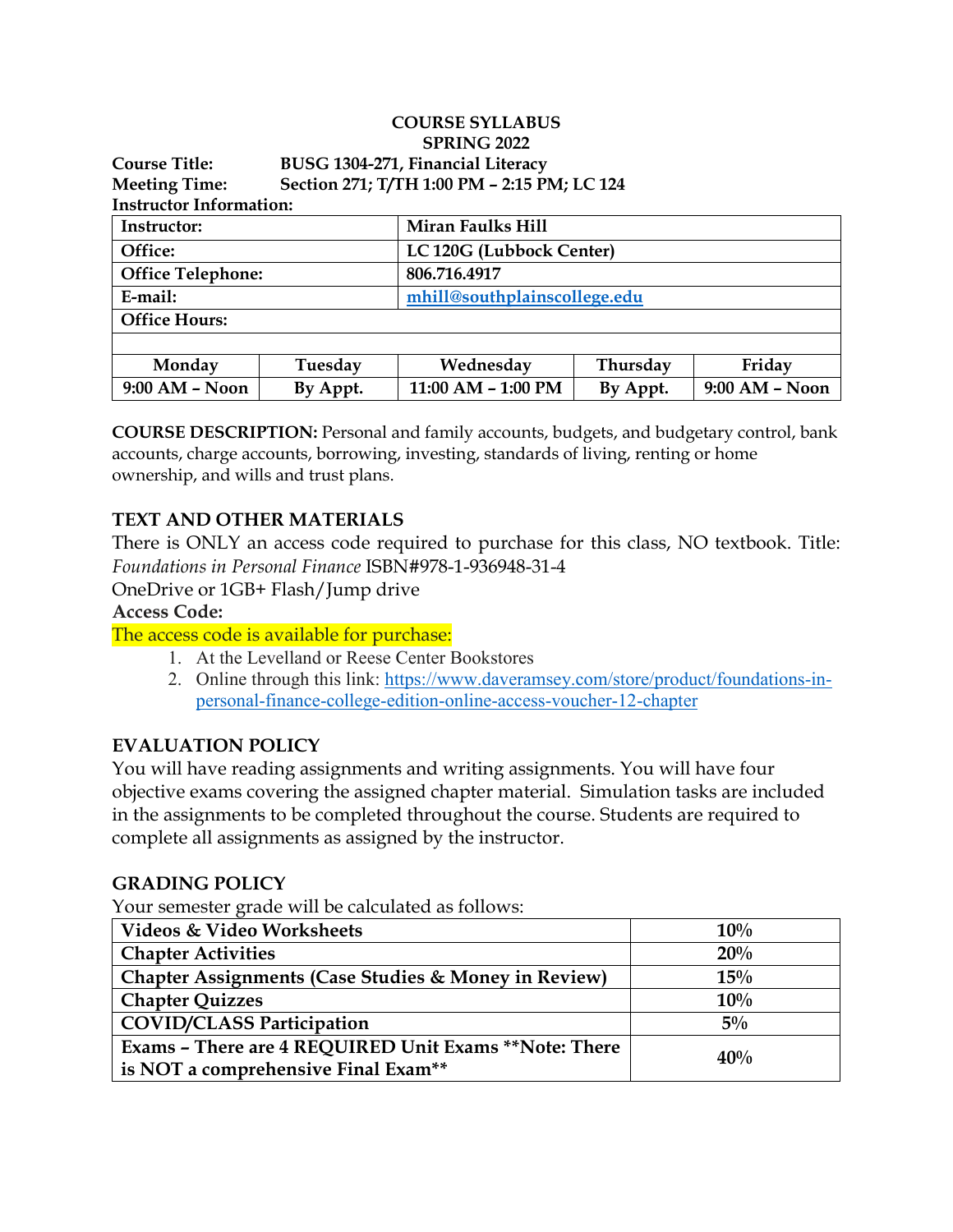# COURSE SYLLABUS
## SPRING 2022

**Course Title:** BUSG 1304-271, Financial Literacy
**Meeting Time:** Section 271; T/TH 1:00 PM – 2:15 PM; LC 124
**Instructor Information:**

| Instructor: | Miran Faulks Hill |
|---|---|
| Office: | LC 120G (Lubbock Center) |
| Office Telephone: | 806.716.4917 |
| E-mail: | mhill@southplainscollege.edu |
| Office Hours: | |

| Monday | Tuesday | Wednesday | Thursday | Friday |
|---|---|---|---|---|
| 9:00 AM – Noon | By Appt. | 11:00 AM – 1:00 PM | By Appt. | 9:00 AM – Noon |

**COURSE DESCRIPTION:** Personal and family accounts, budgets, and budgetary control, bank accounts, charge accounts, borrowing, investing, standards of living, renting or home ownership, and wills and trust plans.

### TEXT AND OTHER MATERIALS

There is ONLY an access code required to purchase for this class, NO textbook. Title: *Foundations in Personal Finance* ISBN#978-1-936948-31-4

OneDrive or 1GB+ Flash/Jump drive

**Access Code:**

The access code is available for purchase:

1. At the Levelland or Reese Center Bookstores
2. Online through this link: https://www.daveramsey.com/store/product/foundations-in-personal-finance-college-edition-online-access-voucher-12-chapter

### EVALUATION POLICY

You will have reading assignments and writing assignments. You will have four objective exams covering the assigned chapter material. Simulation tasks are included in the assignments to be completed throughout the course. Students are required to complete all assignments as assigned by the instructor.

### GRADING POLICY

Your semester grade will be calculated as follows:

| Component | Weight |
|---|---|
| **Videos & Video Worksheets** | **10%** |
| **Chapter Activities** | **20%** |
| **Chapter Assignments (Case Studies & Money in Review)** | **15%** |
| **Chapter Quizzes** | **10%** |
| **COVID/CLASS Participation** | **5%** |
| **Exams – There are 4 REQUIRED Unit Exams \*\*Note: There is NOT a comprehensive Final Exam\*\*** | **40%** |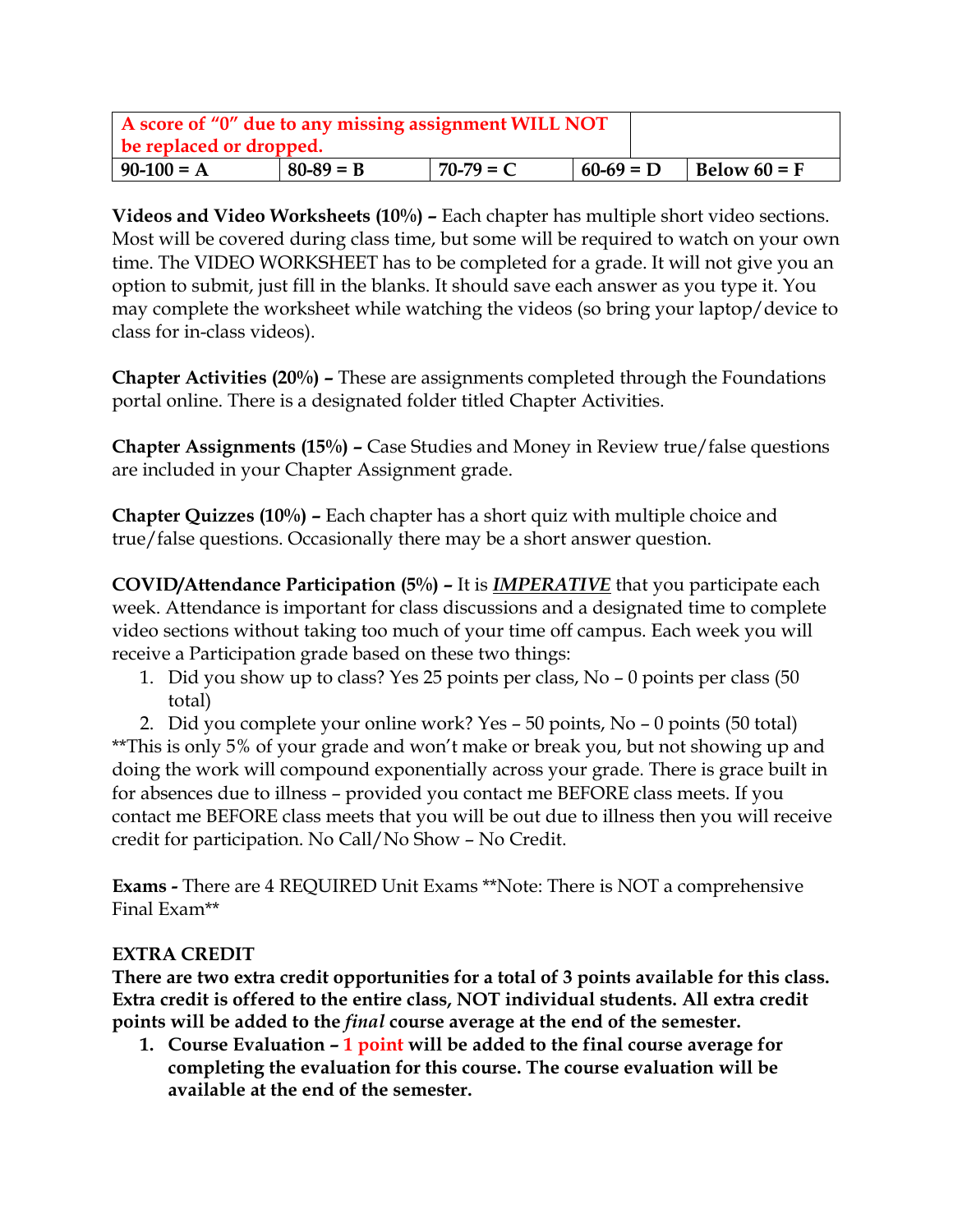| A score of "0" due to any missing assignment WILL NOT be replaced or dropped. | | | | |
|---|---|---|---|---|
| 90-100 = A | 80-89 = B | 70-79 = C | 60-69 = D | Below 60 = F |

**Videos and Video Worksheets (10%) –** Each chapter has multiple short video sections. Most will be covered during class time, but some will be required to watch on your own time. The VIDEO WORKSHEET has to be completed for a grade. It will not give you an option to submit, just fill in the blanks. It should save each answer as you type it. You may complete the worksheet while watching the videos (so bring your laptop/device to class for in-class videos).

**Chapter Activities (20%) –** These are assignments completed through the Foundations portal online. There is a designated folder titled Chapter Activities.

**Chapter Assignments (15%) –** Case Studies and Money in Review true/false questions are included in your Chapter Assignment grade.

**Chapter Quizzes (10%) –** Each chapter has a short quiz with multiple choice and true/false questions. Occasionally there may be a short answer question.

**COVID/Attendance Participation (5%) –** It is ***IMPERATIVE*** that you participate each week. Attendance is important for class discussions and a designated time to complete video sections without taking too much of your time off campus. Each week you will receive a Participation grade based on these two things:

1. Did you show up to class? Yes 25 points per class, No – 0 points per class (50 total)
2. Did you complete your online work? Yes – 50 points, No – 0 points (50 total)

**This is only 5% of your grade and won't make or break you, but not showing up and doing the work will compound exponentially across your grade. There is grace built in for absences due to illness – provided you contact me BEFORE class meets. If you contact me BEFORE class meets that you will be out due to illness then you will receive credit for participation. No Call/No Show – No Credit.

**Exams -** There are 4 REQUIRED Unit Exams **Note: There is NOT a comprehensive Final Exam**

**EXTRA CREDIT**

**There are two extra credit opportunities for a total of 3 points available for this class. Extra credit is offered to the entire class, NOT individual students. All extra credit points will be added to the *final* course average at the end of the semester.**

1. **Course Evaluation – 1 point will be added to the final course average for completing the evaluation for this course. The course evaluation will be available at the end of the semester.**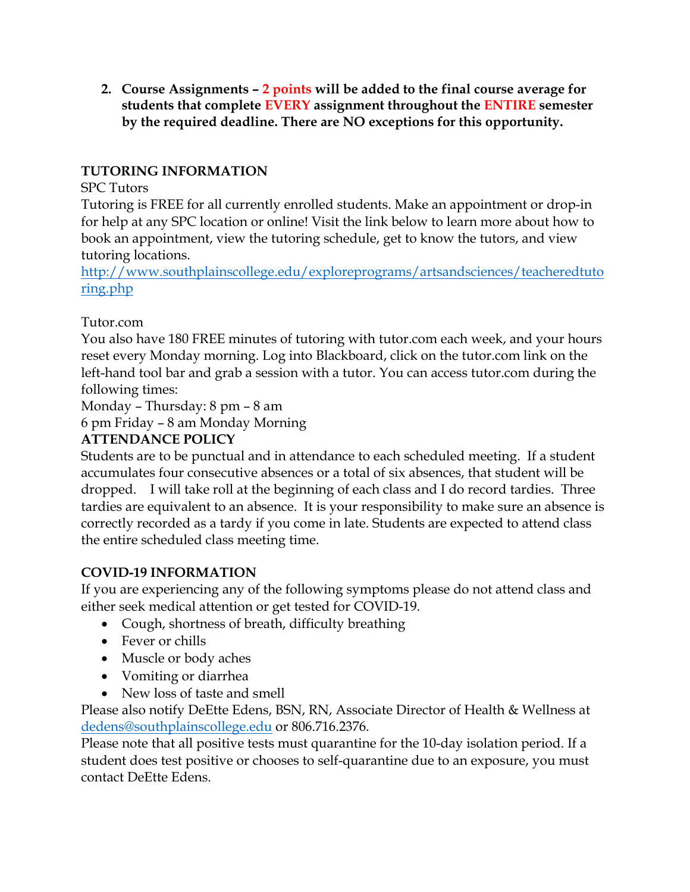2. **Course Assignments – 2 points will be added to the final course average for students that complete EVERY assignment throughout the ENTIRE semester by the required deadline. There are NO exceptions for this opportunity.**

## TUTORING INFORMATION

SPC Tutors

Tutoring is FREE for all currently enrolled students. Make an appointment or drop-in for help at any SPC location or online! Visit the link below to learn more about how to book an appointment, view the tutoring schedule, get to know the tutors, and view tutoring locations.

[http://www.southplainscollege.edu/exploreprograms/artsandsciences/teacheredtutoring.php](http://www.southplainscollege.edu/exploreprograms/artsandsciences/teacheredtutoring.php)

Tutor.com

You also have 180 FREE minutes of tutoring with tutor.com each week, and your hours reset every Monday morning. Log into Blackboard, click on the tutor.com link on the left-hand tool bar and grab a session with a tutor. You can access tutor.com during the following times:

Monday – Thursday: 8 pm – 8 am

6 pm Friday – 8 am Monday Morning

## ATTENDANCE POLICY

Students are to be punctual and in attendance to each scheduled meeting. If a student accumulates four consecutive absences or a total of six absences, that student will be dropped. I will take roll at the beginning of each class and I do record tardies. Three tardies are equivalent to an absence. It is your responsibility to make sure an absence is correctly recorded as a tardy if you come in late. Students are expected to attend class the entire scheduled class meeting time.

## COVID-19 INFORMATION

If you are experiencing any of the following symptoms please do not attend class and either seek medical attention or get tested for COVID-19.

- Cough, shortness of breath, difficulty breathing
- Fever or chills
- Muscle or body aches
- Vomiting or diarrhea
- New loss of taste and smell

Please also notify DeEtte Edens, BSN, RN, Associate Director of Health & Wellness at [dedens@southplainscollege.edu](mailto:dedens@southplainscollege.edu) or 806.716.2376.

Please note that all positive tests must quarantine for the 10-day isolation period. If a student does test positive or chooses to self-quarantine due to an exposure, you must contact DeEtte Edens.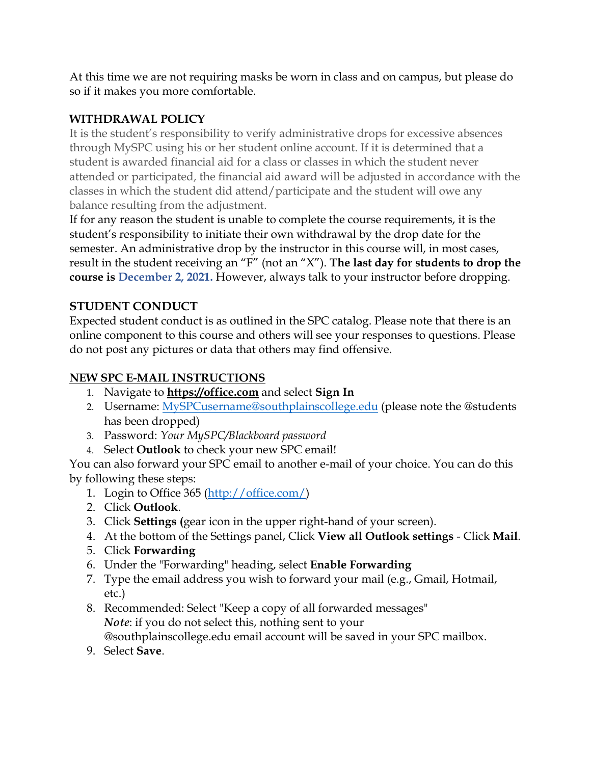At this time we are not requiring masks be worn in class and on campus, but please do so if it makes you more comfortable.

## WITHDRAWAL POLICY

It is the student's responsibility to verify administrative drops for excessive absences through MySPC using his or her student online account. If it is determined that a student is awarded financial aid for a class or classes in which the student never attended or participated, the financial aid award will be adjusted in accordance with the classes in which the student did attend/participate and the student will owe any balance resulting from the adjustment.

If for any reason the student is unable to complete the course requirements, it is the student's responsibility to initiate their own withdrawal by the drop date for the semester. An administrative drop by the instructor in this course will, in most cases, result in the student receiving an "F" (not an "X"). **The last day for students to drop the course is December 2, 2021.** However, always talk to your instructor before dropping.

## STUDENT CONDUCT

Expected student conduct is as outlined in the SPC catalog. Please note that there is an online component to this course and others will see your responses to questions. Please do not post any pictures or data that others may find offensive.

## NEW SPC E-MAIL INSTRUCTIONS

1. Navigate to **https://office.com** and select **Sign In**
2. Username: MySPCusername@southplainscollege.edu (please note the @students has been dropped)
3. Password: *Your MySPC/Blackboard password*
4. Select **Outlook** to check your new SPC email!

You can also forward your SPC email to another e-mail of your choice. You can do this by following these steps:

1. Login to Office 365 (http://office.com/)
2. Click **Outlook**.
3. Click **Settings (**gear icon in the upper right-hand of your screen).
4. At the bottom of the Settings panel, Click **View all Outlook settings** - Click **Mail**.
5. Click **Forwarding**
6. Under the "Forwarding" heading, select **Enable Forwarding**
7. Type the email address you wish to forward your mail (e.g., Gmail, Hotmail, etc.)
8. Recommended: Select "Keep a copy of all forwarded messages"
   ***Note***: if you do not select this, nothing sent to your @southplainscollege.edu email account will be saved in your SPC mailbox.
9. Select **Save**.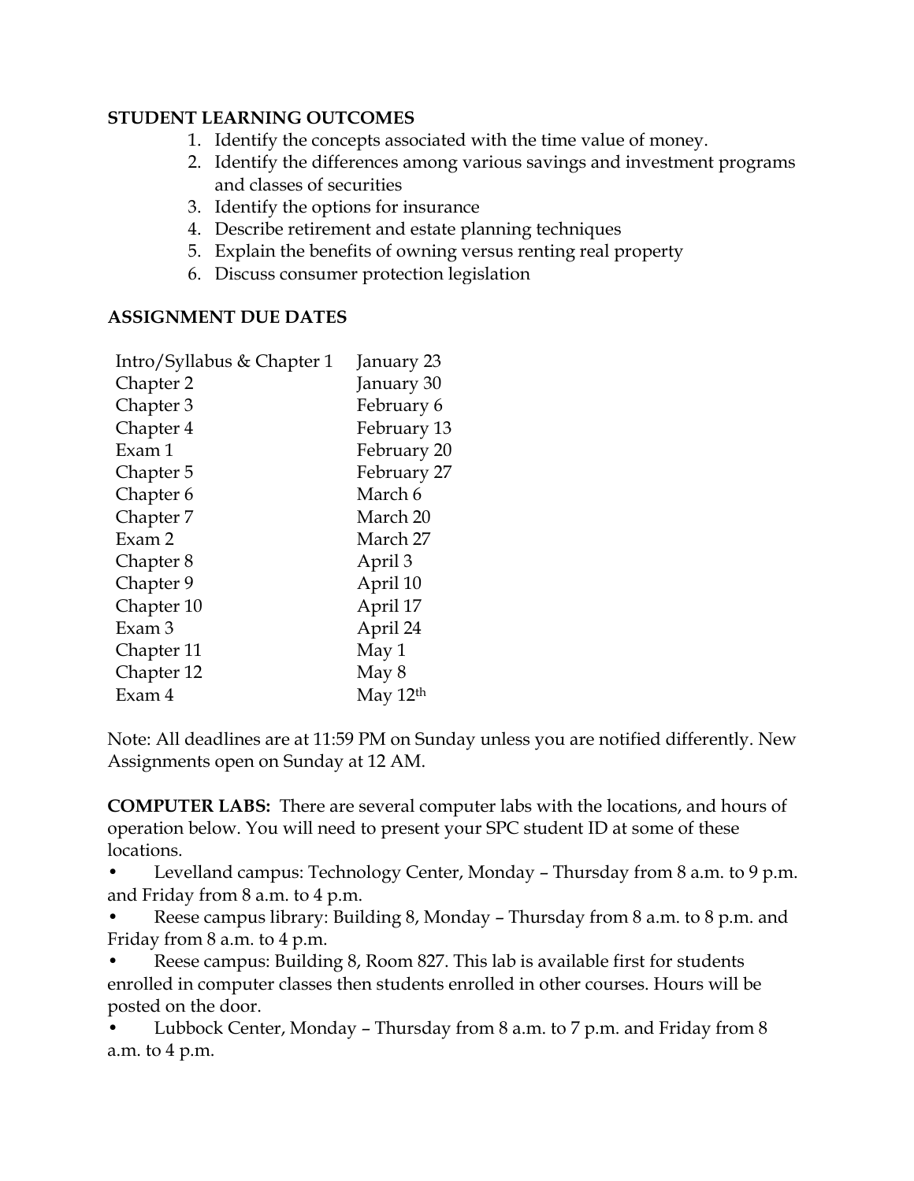**STUDENT LEARNING OUTCOMES**

1. Identify the concepts associated with the time value of money.
2. Identify the differences among various savings and investment programs and classes of securities
3. Identify the options for insurance
4. Describe retirement and estate planning techniques
5. Explain the benefits of owning versus renting real property
6. Discuss consumer protection legislation

**ASSIGNMENT DUE DATES**

| | |
|---|---|
| Intro/Syllabus & Chapter 1 | January 23 |
| Chapter 2 | January 30 |
| Chapter 3 | February 6 |
| Chapter 4 | February 13 |
| Exam 1 | February 20 |
| Chapter 5 | February 27 |
| Chapter 6 | March 6 |
| Chapter 7 | March 20 |
| Exam 2 | March 27 |
| Chapter 8 | April 3 |
| Chapter 9 | April 10 |
| Chapter 10 | April 17 |
| Exam 3 | April 24 |
| Chapter 11 | May 1 |
| Chapter 12 | May 8 |
| Exam 4 | May 12th |

Note: All deadlines are at 11:59 PM on Sunday unless you are notified differently. New Assignments open on Sunday at 12 AM.

**COMPUTER LABS:** There are several computer labs with the locations, and hours of operation below. You will need to present your SPC student ID at some of these locations.

- Levelland campus: Technology Center, Monday – Thursday from 8 a.m. to 9 p.m. and Friday from 8 a.m. to 4 p.m.
- Reese campus library: Building 8, Monday – Thursday from 8 a.m. to 8 p.m. and Friday from 8 a.m. to 4 p.m.
- Reese campus: Building 8, Room 827. This lab is available first for students enrolled in computer classes then students enrolled in other courses. Hours will be posted on the door.
- Lubbock Center, Monday – Thursday from 8 a.m. to 7 p.m. and Friday from 8 a.m. to 4 p.m.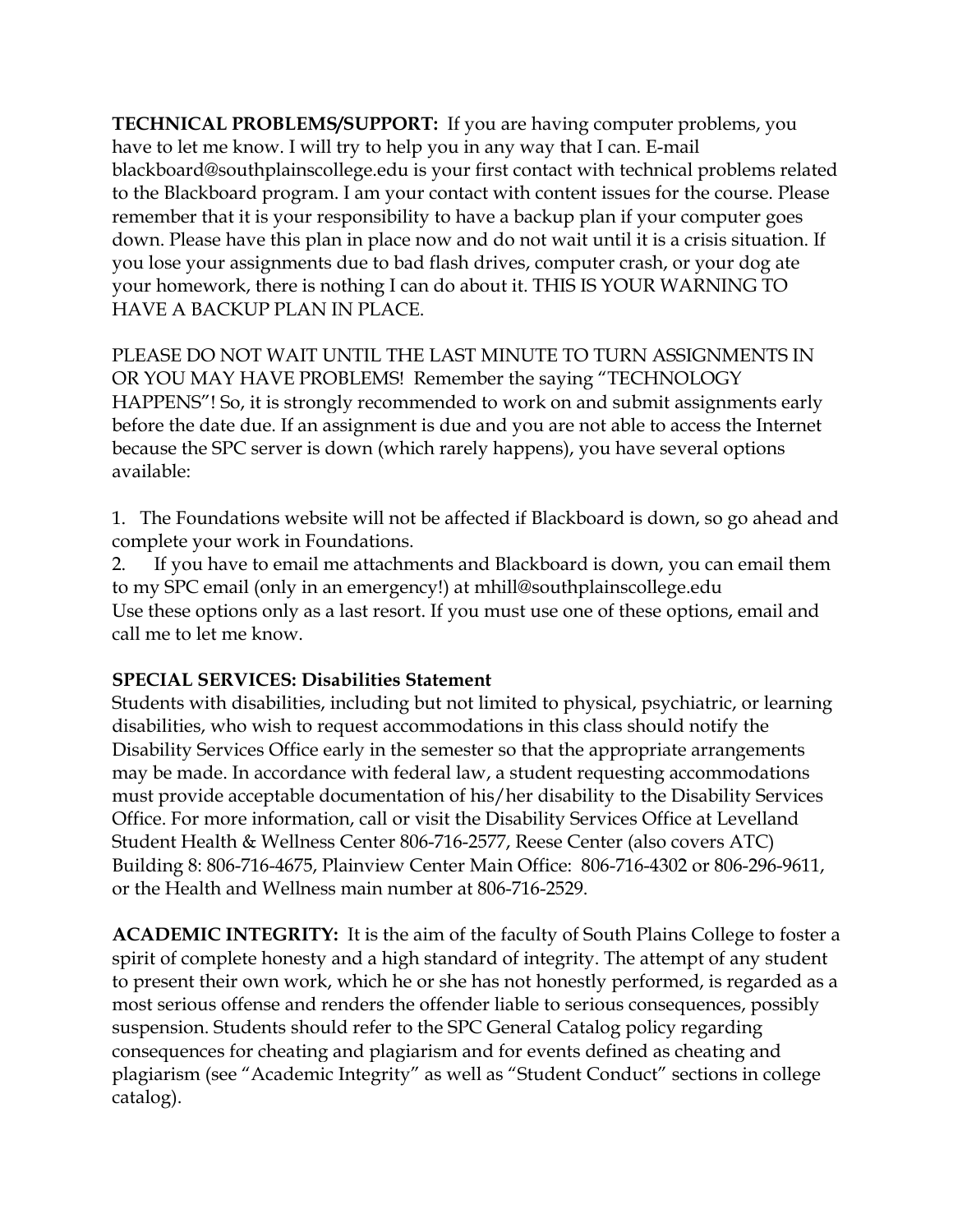**TECHNICAL PROBLEMS/SUPPORT:** If you are having computer problems, you have to let me know. I will try to help you in any way that I can. E-mail blackboard@southplainscollege.edu is your first contact with technical problems related to the Blackboard program. I am your contact with content issues for the course. Please remember that it is your responsibility to have a backup plan if your computer goes down. Please have this plan in place now and do not wait until it is a crisis situation. If you lose your assignments due to bad flash drives, computer crash, or your dog ate your homework, there is nothing I can do about it. THIS IS YOUR WARNING TO HAVE A BACKUP PLAN IN PLACE.

PLEASE DO NOT WAIT UNTIL THE LAST MINUTE TO TURN ASSIGNMENTS IN OR YOU MAY HAVE PROBLEMS! Remember the saying "TECHNOLOGY HAPPENS"! So, it is strongly recommended to work on and submit assignments early before the date due. If an assignment is due and you are not able to access the Internet because the SPC server is down (which rarely happens), you have several options available:

1. The Foundations website will not be affected if Blackboard is down, so go ahead and complete your work in Foundations.
2. If you have to email me attachments and Blackboard is down, you can email them to my SPC email (only in an emergency!) at mhill@southplainscollege.edu

Use these options only as a last resort. If you must use one of these options, email and call me to let me know.

**SPECIAL SERVICES: Disabilities Statement**

Students with disabilities, including but not limited to physical, psychiatric, or learning disabilities, who wish to request accommodations in this class should notify the Disability Services Office early in the semester so that the appropriate arrangements may be made. In accordance with federal law, a student requesting accommodations must provide acceptable documentation of his/her disability to the Disability Services Office. For more information, call or visit the Disability Services Office at Levelland Student Health & Wellness Center 806-716-2577, Reese Center (also covers ATC) Building 8: 806-716-4675, Plainview Center Main Office: 806-716-4302 or 806-296-9611, or the Health and Wellness main number at 806-716-2529.

**ACADEMIC INTEGRITY:** It is the aim of the faculty of South Plains College to foster a spirit of complete honesty and a high standard of integrity. The attempt of any student to present their own work, which he or she has not honestly performed, is regarded as a most serious offense and renders the offender liable to serious consequences, possibly suspension. Students should refer to the SPC General Catalog policy regarding consequences for cheating and plagiarism and for events defined as cheating and plagiarism (see "Academic Integrity" as well as "Student Conduct" sections in college catalog).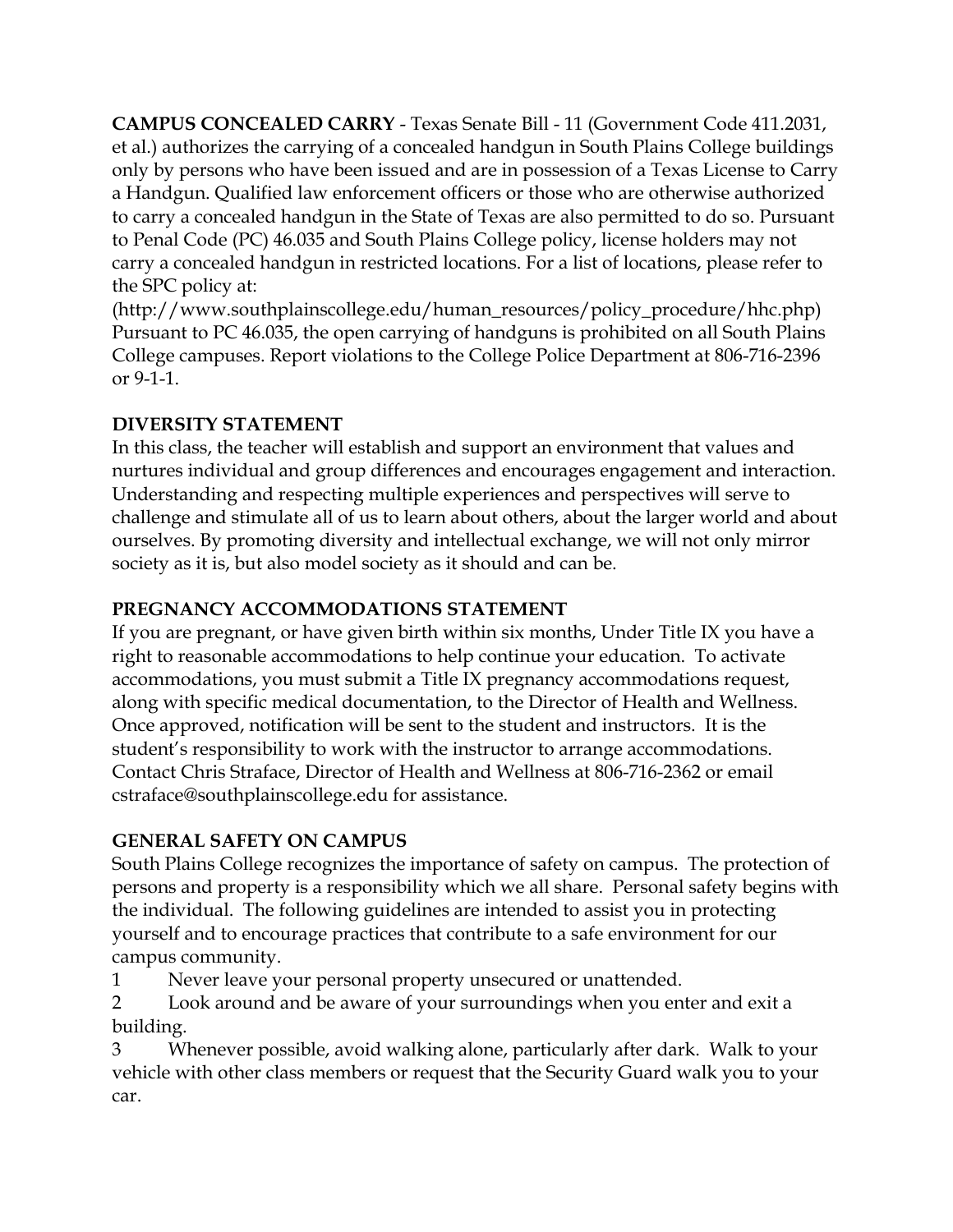**CAMPUS CONCEALED CARRY** - Texas Senate Bill - 11 (Government Code 411.2031, et al.) authorizes the carrying of a concealed handgun in South Plains College buildings only by persons who have been issued and are in possession of a Texas License to Carry a Handgun. Qualified law enforcement officers or those who are otherwise authorized to carry a concealed handgun in the State of Texas are also permitted to do so. Pursuant to Penal Code (PC) 46.035 and South Plains College policy, license holders may not carry a concealed handgun in restricted locations. For a list of locations, please refer to the SPC policy at:
(http://www.southplainscollege.edu/human_resources/policy_procedure/hhc.php)
Pursuant to PC 46.035, the open carrying of handguns is prohibited on all South Plains College campuses. Report violations to the College Police Department at 806-716-2396 or 9-1-1.

**DIVERSITY STATEMENT**

In this class, the teacher will establish and support an environment that values and nurtures individual and group differences and encourages engagement and interaction. Understanding and respecting multiple experiences and perspectives will serve to challenge and stimulate all of us to learn about others, about the larger world and about ourselves. By promoting diversity and intellectual exchange, we will not only mirror society as it is, but also model society as it should and can be.

**PREGNANCY ACCOMMODATIONS STATEMENT**

If you are pregnant, or have given birth within six months, Under Title IX you have a right to reasonable accommodations to help continue your education. To activate accommodations, you must submit a Title IX pregnancy accommodations request, along with specific medical documentation, to the Director of Health and Wellness. Once approved, notification will be sent to the student and instructors. It is the student's responsibility to work with the instructor to arrange accommodations. Contact Chris Straface, Director of Health and Wellness at 806-716-2362 or email cstraface@southplainscollege.edu for assistance.

**GENERAL SAFETY ON CAMPUS**

South Plains College recognizes the importance of safety on campus. The protection of persons and property is a responsibility which we all share. Personal safety begins with the individual. The following guidelines are intended to assist you in protecting yourself and to encourage practices that contribute to a safe environment for our campus community.

1 Never leave your personal property unsecured or unattended.

2 Look around and be aware of your surroundings when you enter and exit a building.

3 Whenever possible, avoid walking alone, particularly after dark. Walk to your vehicle with other class members or request that the Security Guard walk you to your car.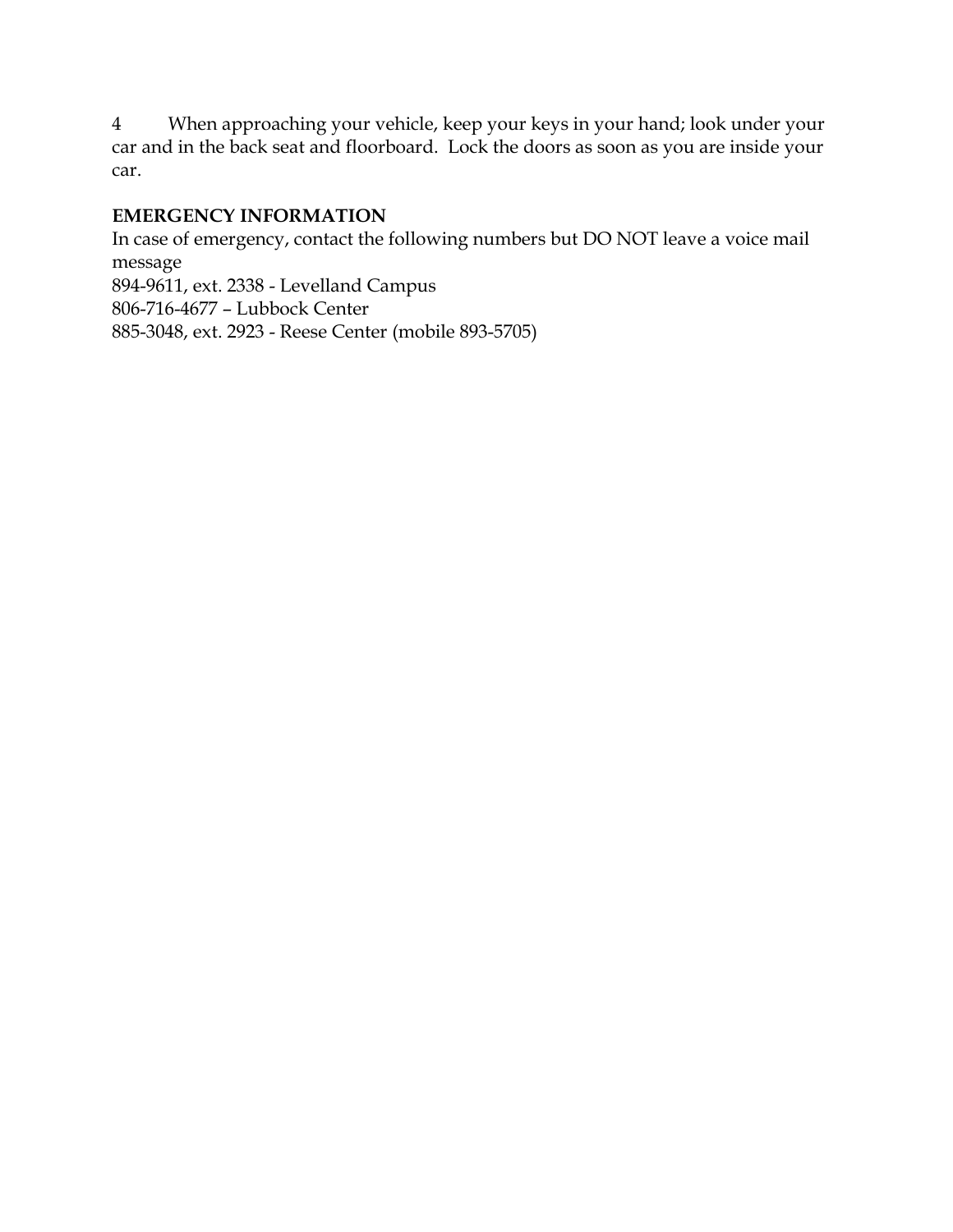4 When approaching your vehicle, keep your keys in your hand; look under your car and in the back seat and floorboard. Lock the doors as soon as you are inside your car.

**EMERGENCY INFORMATION**

In case of emergency, contact the following numbers but DO NOT leave a voice mail message  
894-9611, ext. 2338 - Levelland Campus  
806-716-4677 – Lubbock Center  
885-3048, ext. 2923 - Reese Center (mobile 893-5705)